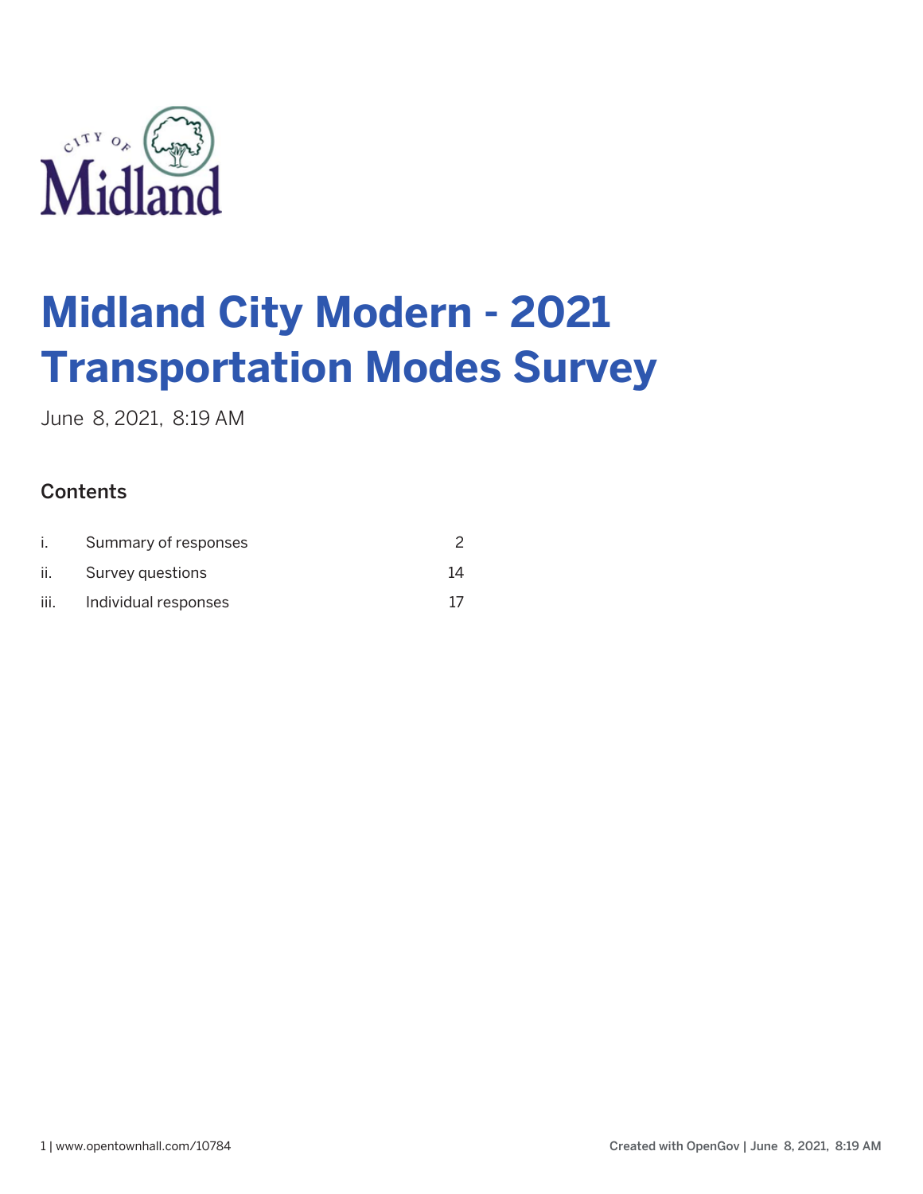# Midland City Modern - 2021 Transportation Modes Survey

June 8, 2021, 8:19 AM

## Contents

| | | |
|---|---|---|
| i. | Summary of responses | 2 |
| ii. | Survey questions | 14 |
| iii. | Individual responses | 17 |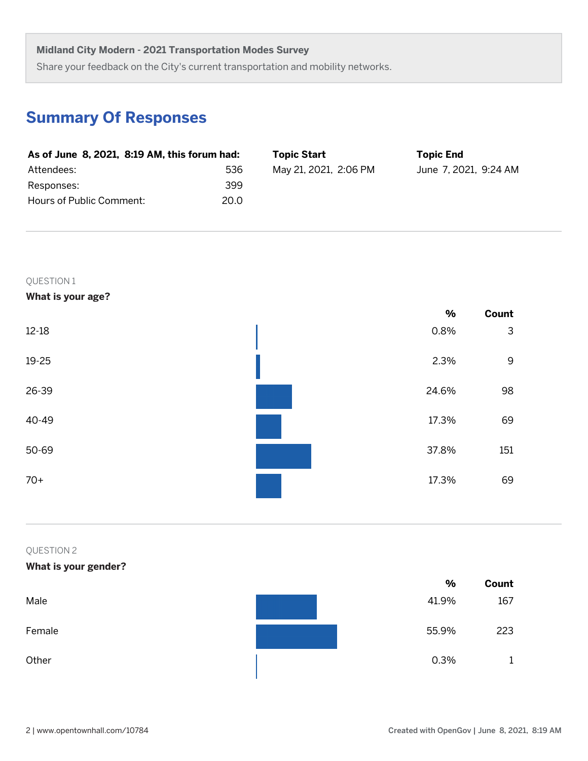**Midland City Modern - 2021 Transportation Modes Survey**

Share your feedback on the City's current transportation and mobility networks.

## Summary Of Responses

| As of June 8, 2021, 8:19 AM, this forum had: | | Topic Start | Topic End |
|---|---|---|---|
| Attendees: | 536 | May 21, 2021, 2:06 PM | June 7, 2021, 9:24 AM |
| Responses: | 399 | | |
| Hours of Public Comment: | 20.0 | | |

QUESTION 1

**What is your age?**

| | % | Count |
|---|---|---|
| 12-18 | 0.8% | 3 |
| 19-25 | 2.3% | 9 |
| 26-39 | 24.6% | 98 |
| 40-49 | 17.3% | 69 |
| 50-69 | 37.8% | 151 |
| 70+ | 17.3% | 69 |

QUESTION 2

**What is your gender?**

| | % | Count |
|---|---|---|
| Male | 41.9% | 167 |
| Female | 55.9% | 223 |
| Other | 0.3% | 1 |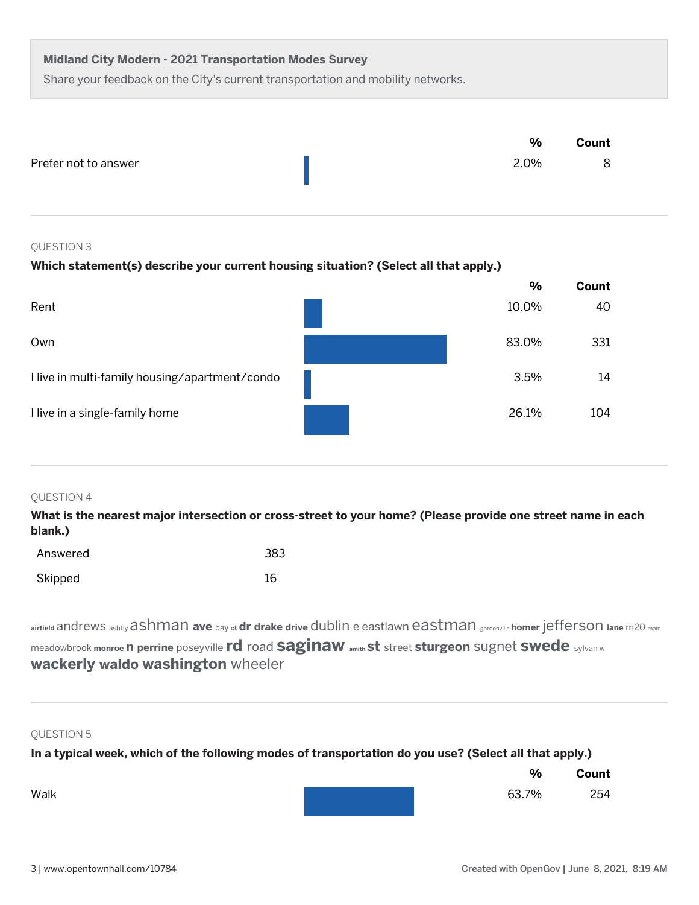**Midland City Modern - 2021 Transportation Modes Survey**

Share your feedback on the City's current transportation and mobility networks.

| | % | Count |
|---|---|---|
| Prefer not to answer | 2.0% | 8 |

QUESTION 3

**Which statement(s) describe your current housing situation? (Select all that apply.)**

| | % | Count |
|---|---|---|
| Rent | 10.0% | 40 |
| Own | 83.0% | 331 |
| I live in multi-family housing/apartment/condo | 3.5% | 14 |
| I live in a single-family home | 26.1% | 104 |

QUESTION 4

**What is the nearest major intersection or cross-street to your home? (Please provide one street name in each blank.)**

| | |
|---|---|
| Answered | 383 |
| Skipped | 16 |

airfield andrews ashby ashman ave bay ct dr drake drive dublin e eastlawn eastman gordonville homer jefferson lane m20 main meadowbrook monroe n perrine poseyville rd road saginaw smith st street sturgeon sugnet swede sylvan w wackerly waldo washington wheeler

QUESTION 5

**In a typical week, which of the following modes of transportation do you use? (Select all that apply.)**

| | % | Count |
|---|---|---|
| Walk | 63.7% | 254 |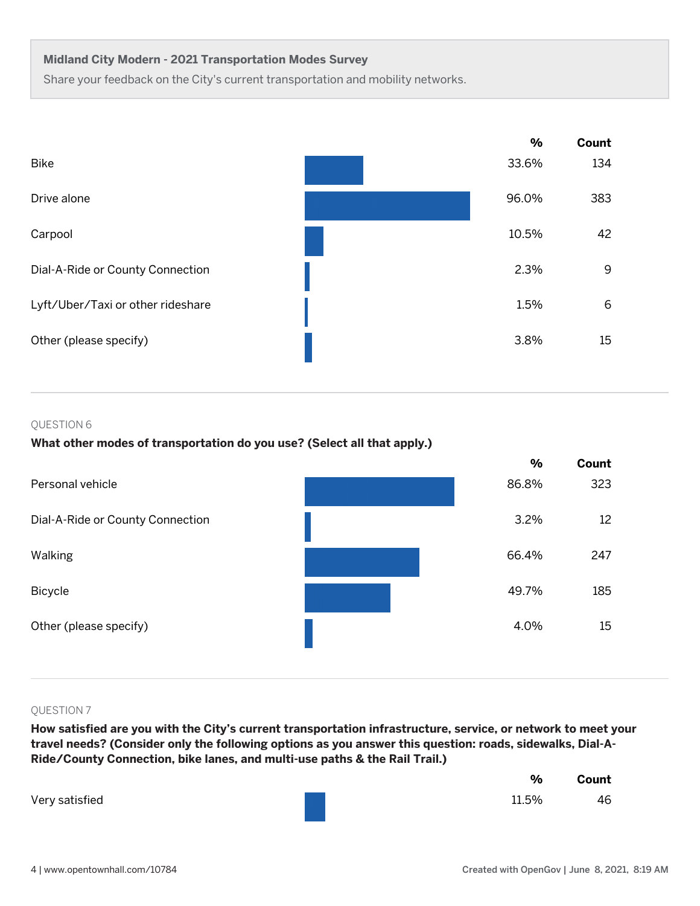**Midland City Modern - 2021 Transportation Modes Survey**

Share your feedback on the City's current transportation and mobility networks.

| | % | Count |
|---|---|---|
| Bike | 33.6% | 134 |
| Drive alone | 96.0% | 383 |
| Carpool | 10.5% | 42 |
| Dial-A-Ride or County Connection | 2.3% | 9 |
| Lyft/Uber/Taxi or other rideshare | 1.5% | 6 |
| Other (please specify) | 3.8% | 15 |

QUESTION 6

**What other modes of transportation do you use? (Select all that apply.)**

| | % | Count |
|---|---|---|
| Personal vehicle | 86.8% | 323 |
| Dial-A-Ride or County Connection | 3.2% | 12 |
| Walking | 66.4% | 247 |
| Bicycle | 49.7% | 185 |
| Other (please specify) | 4.0% | 15 |

QUESTION 7

**How satisfied are you with the City's current transportation infrastructure, service, or network to meet your travel needs? (Consider only the following options as you answer this question: roads, sidewalks, Dial-A-Ride/County Connection, bike lanes, and multi-use paths & the Rail Trail.)**

| | % | Count |
|---|---|---|
| Very satisfied | 11.5% | 46 |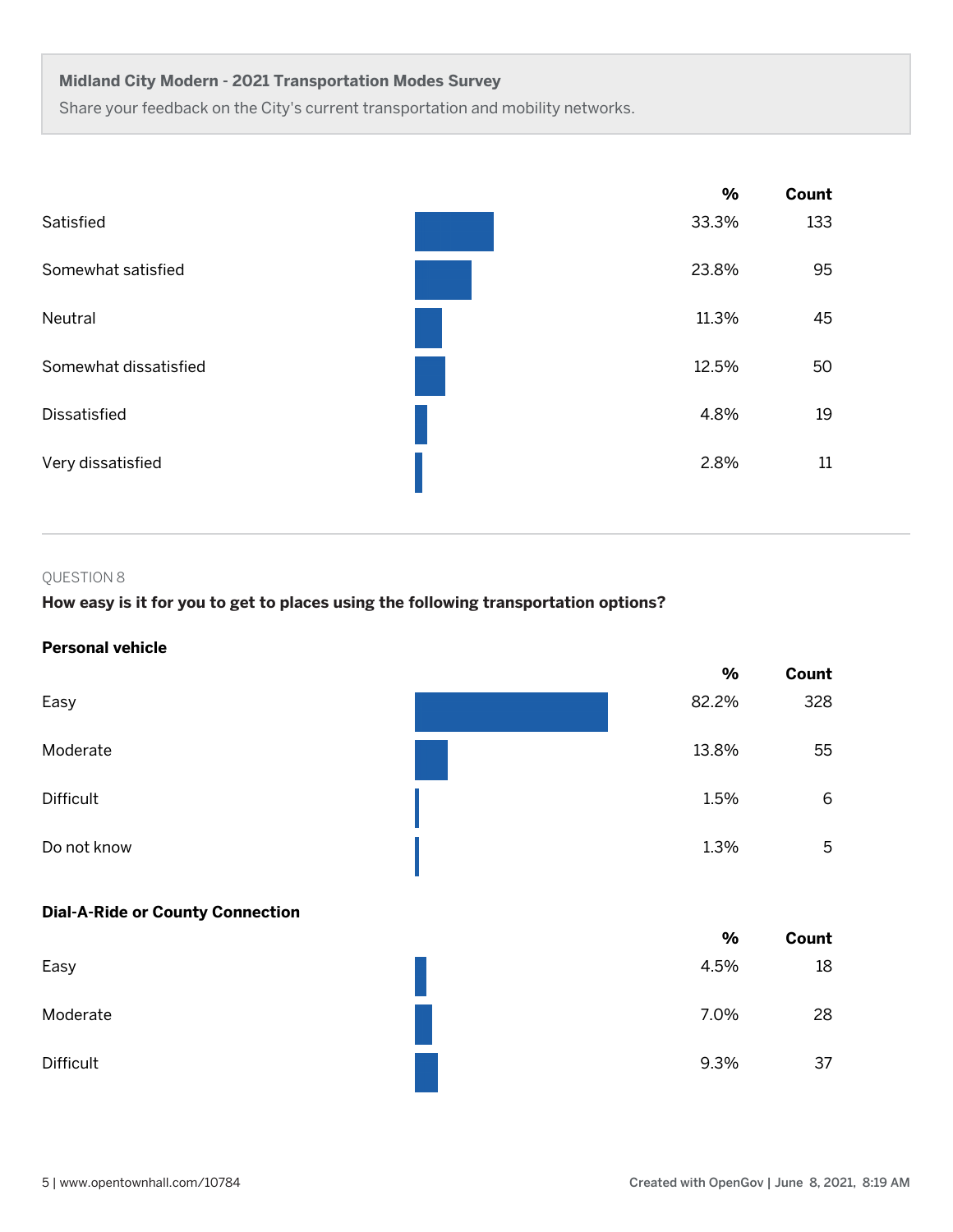**Midland City Modern - 2021 Transportation Modes Survey**

Share your feedback on the City's current transportation and mobility networks.

| | % | Count |
|---|---|---|
| Satisfied | 33.3% | 133 |
| Somewhat satisfied | 23.8% | 95 |
| Neutral | 11.3% | 45 |
| Somewhat dissatisfied | 12.5% | 50 |
| Dissatisfied | 4.8% | 19 |
| Very dissatisfied | 2.8% | 11 |

QUESTION 8

**How easy is it for you to get to places using the following transportation options?**

**Personal vehicle**

| | % | Count |
|---|---|---|
| Easy | 82.2% | 328 |
| Moderate | 13.8% | 55 |
| Difficult | 1.5% | 6 |
| Do not know | 1.3% | 5 |

**Dial-A-Ride or County Connection**

| | % | Count |
|---|---|---|
| Easy | 4.5% | 18 |
| Moderate | 7.0% | 28 |
| Difficult | 9.3% | 37 |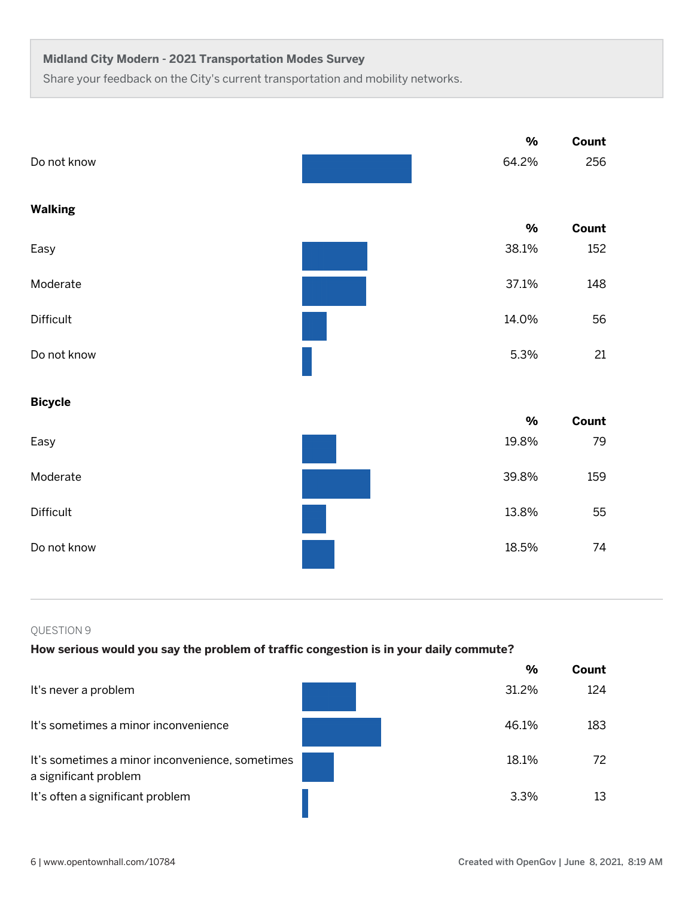**Midland City Modern - 2021 Transportation Modes Survey**

Share your feedback on the City's current transportation and mobility networks.

| | % | Count |
|---|---|---|
| Do not know | 64.2% | 256 |

**Walking**

| | % | Count |
|---|---|---|
| Easy | 38.1% | 152 |
| Moderate | 37.1% | 148 |
| Difficult | 14.0% | 56 |
| Do not know | 5.3% | 21 |

**Bicycle**

| | % | Count |
|---|---|---|
| Easy | 19.8% | 79 |
| Moderate | 39.8% | 159 |
| Difficult | 13.8% | 55 |
| Do not know | 18.5% | 74 |

---

QUESTION 9

**How serious would you say the problem of traffic congestion is in your daily commute?**

| | % | Count |
|---|---|---|
| It's never a problem | 31.2% | 124 |
| It's sometimes a minor inconvenience | 46.1% | 183 |
| It's sometimes a minor inconvenience, sometimes a significant problem | 18.1% | 72 |
| It's often a significant problem | 3.3% | 13 |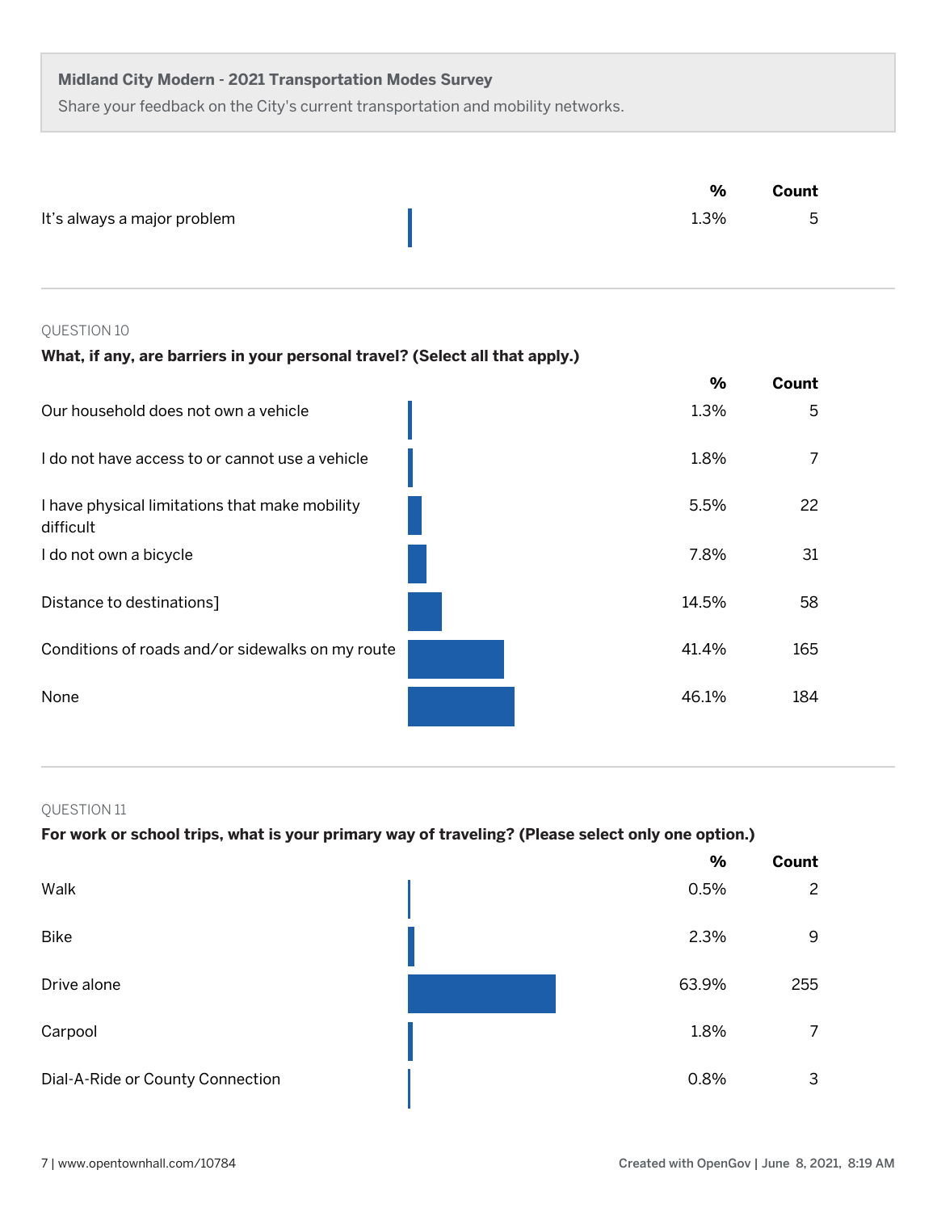**Midland City Modern - 2021 Transportation Modes Survey**

Share your feedback on the City's current transportation and mobility networks.

| | % | Count |
|---|---|---|
| It's always a major problem | 1.3% | 5 |

QUESTION 10

**What, if any, are barriers in your personal travel? (Select all that apply.)**

| | % | Count |
|---|---|---|
| Our household does not own a vehicle | 1.3% | 5 |
| I do not have access to or cannot use a vehicle | 1.8% | 7 |
| I have physical limitations that make mobility difficult | 5.5% | 22 |
| I do not own a bicycle | 7.8% | 31 |
| Distance to destinations] | 14.5% | 58 |
| Conditions of roads and/or sidewalks on my route | 41.4% | 165 |
| None | 46.1% | 184 |

QUESTION 11

**For work or school trips, what is your primary way of traveling? (Please select only one option.)**

| | % | Count |
|---|---|---|
| Walk | 0.5% | 2 |
| Bike | 2.3% | 9 |
| Drive alone | 63.9% | 255 |
| Carpool | 1.8% | 7 |
| Dial-A-Ride or County Connection | 0.8% | 3 |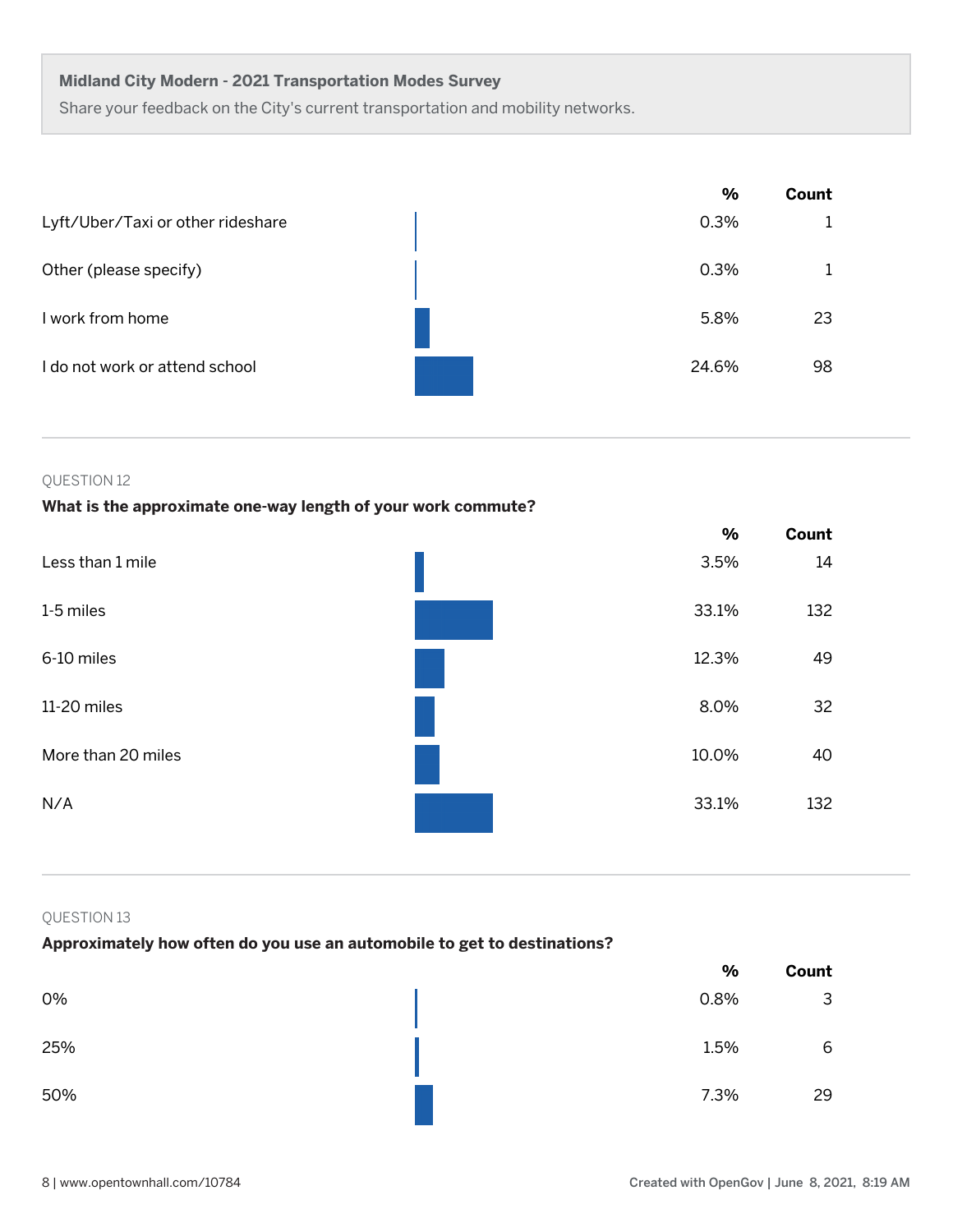**Midland City Modern - 2021 Transportation Modes Survey**

Share your feedback on the City's current transportation and mobility networks.

| | % | Count |
|---|---|---|
| Lyft/Uber/Taxi or other rideshare | 0.3% | 1 |
| Other (please specify) | 0.3% | 1 |
| I work from home | 5.8% | 23 |
| I do not work or attend school | 24.6% | 98 |

QUESTION 12

**What is the approximate one-way length of your work commute?**

| | % | Count |
|---|---|---|
| Less than 1 mile | 3.5% | 14 |
| 1-5 miles | 33.1% | 132 |
| 6-10 miles | 12.3% | 49 |
| 11-20 miles | 8.0% | 32 |
| More than 20 miles | 10.0% | 40 |
| N/A | 33.1% | 132 |

QUESTION 13

**Approximately how often do you use an automobile to get to destinations?**

| | % | Count |
|---|---|---|
| 0% | 0.8% | 3 |
| 25% | 1.5% | 6 |
| 50% | 7.3% | 29 |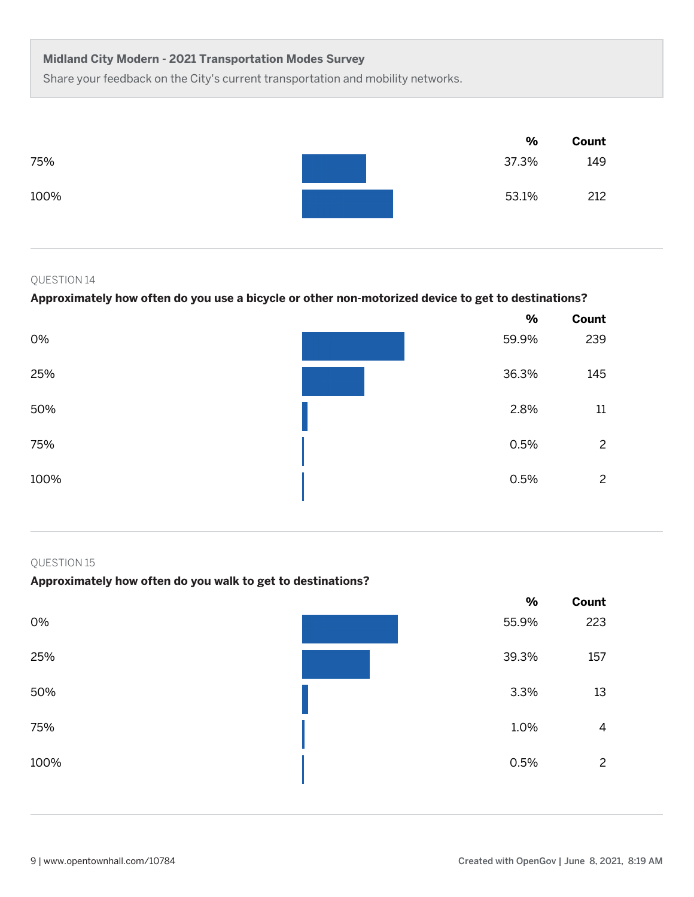**Midland City Modern - 2021 Transportation Modes Survey**

Share your feedback on the City's current transportation and mobility networks.

| | % | Count |
|---|---|---|
| 75% | 37.3% | 149 |
| 100% | 53.1% | 212 |

---

QUESTION 14

**Approximately how often do you use a bicycle or other non-motorized device to get to destinations?**

| | % | Count |
|---|---|---|
| 0% | 59.9% | 239 |
| 25% | 36.3% | 145 |
| 50% | 2.8% | 11 |
| 75% | 0.5% | 2 |
| 100% | 0.5% | 2 |

---

QUESTION 15

**Approximately how often do you walk to get to destinations?**

| | % | Count |
|---|---|---|
| 0% | 55.9% | 223 |
| 25% | 39.3% | 157 |
| 50% | 3.3% | 13 |
| 75% | 1.0% | 4 |
| 100% | 0.5% | 2 |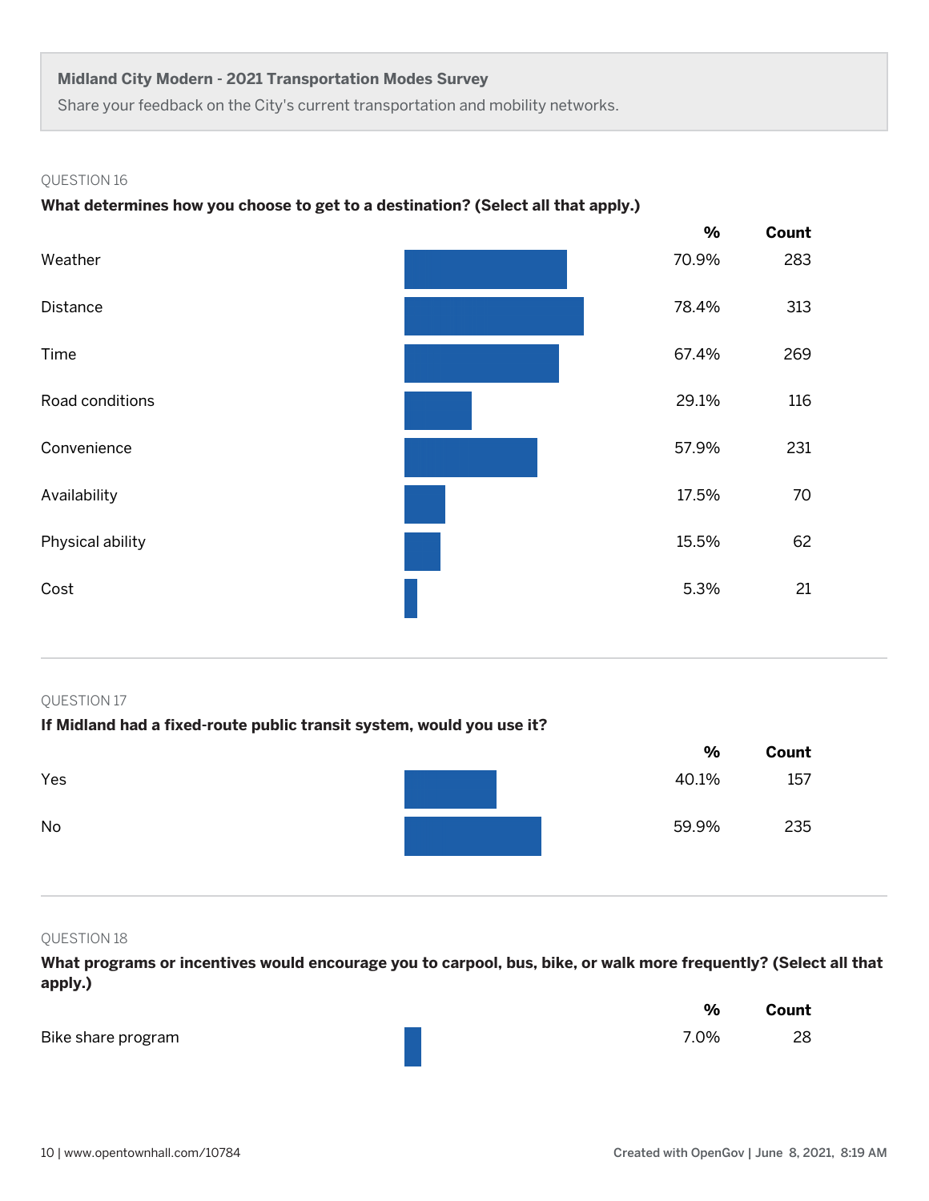**Midland City Modern - 2021 Transportation Modes Survey**

Share your feedback on the City's current transportation and mobility networks.

QUESTION 16

**What determines how you choose to get to a destination? (Select all that apply.)**

| | % | Count |
|---|---|---|
| Weather | 70.9% | 283 |
| Distance | 78.4% | 313 |
| Time | 67.4% | 269 |
| Road conditions | 29.1% | 116 |
| Convenience | 57.9% | 231 |
| Availability | 17.5% | 70 |
| Physical ability | 15.5% | 62 |
| Cost | 5.3% | 21 |

QUESTION 17

**If Midland had a fixed-route public transit system, would you use it?**

| | % | Count |
|---|---|---|
| Yes | 40.1% | 157 |
| No | 59.9% | 235 |

QUESTION 18

**What programs or incentives would encourage you to carpool, bus, bike, or walk more frequently? (Select all that apply.)**

| | % | Count |
|---|---|---|
| Bike share program | 7.0% | 28 |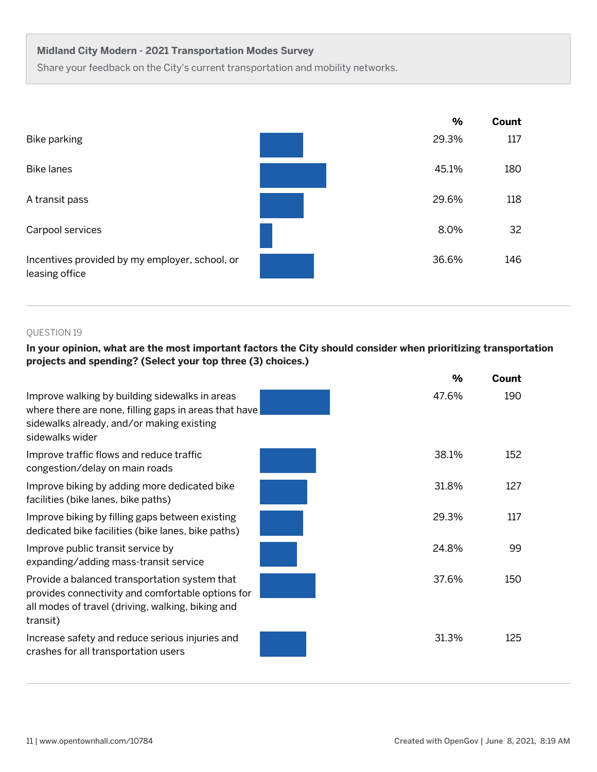**Midland City Modern - 2021 Transportation Modes Survey**

Share your feedback on the City's current transportation and mobility networks.

| | % | Count |
|---|---|---|
| Bike parking | 29.3% | 117 |
| Bike lanes | 45.1% | 180 |
| A transit pass | 29.6% | 118 |
| Carpool services | 8.0% | 32 |
| Incentives provided by my employer, school, or leasing office | 36.6% | 146 |

QUESTION 19

**In your opinion, what are the most important factors the City should consider when prioritizing transportation projects and spending? (Select your top three (3) choices.)**

| | % | Count |
|---|---|---|
| Improve walking by building sidewalks in areas where there are none, filling gaps in areas that have sidewalks already, and/or making existing sidewalks wider | 47.6% | 190 |
| Improve traffic flows and reduce traffic congestion/delay on main roads | 38.1% | 152 |
| Improve biking by adding more dedicated bike facilities (bike lanes, bike paths) | 31.8% | 127 |
| Improve biking by filling gaps between existing dedicated bike facilities (bike lanes, bike paths) | 29.3% | 117 |
| Improve public transit service by expanding/adding mass-transit service | 24.8% | 99 |
| Provide a balanced transportation system that provides connectivity and comfortable options for all modes of travel (driving, walking, biking and transit) | 37.6% | 150 |
| Increase safety and reduce serious injuries and crashes for all transportation users | 31.3% | 125 |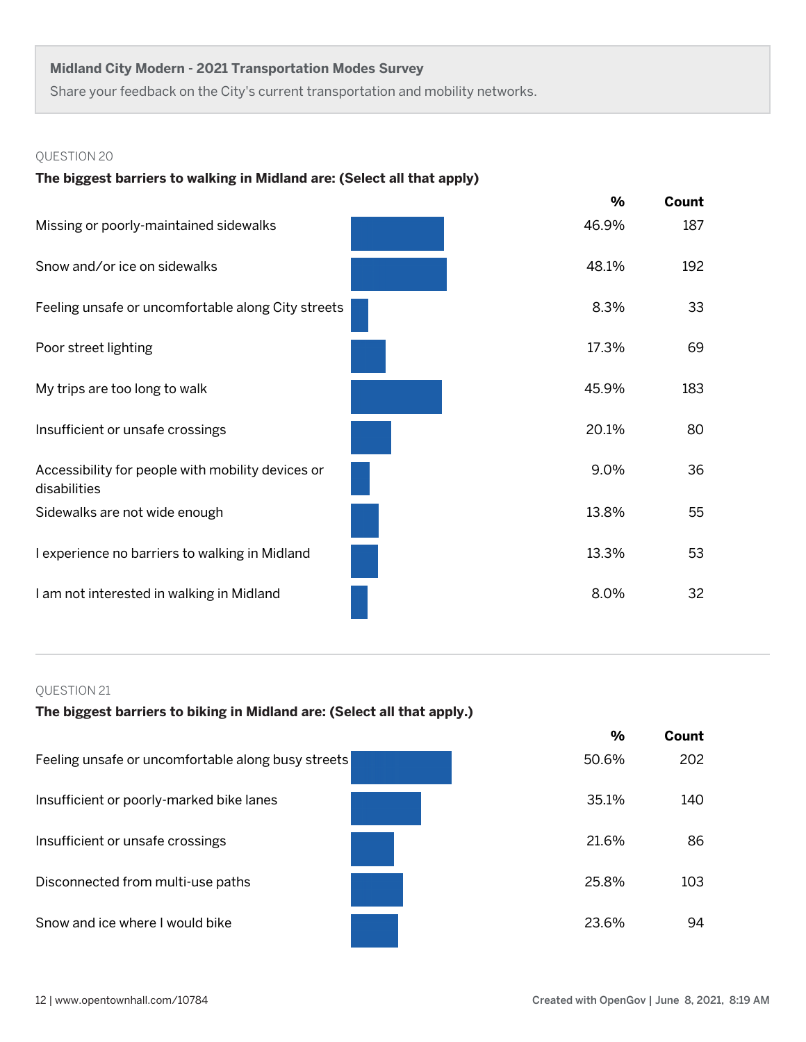**Midland City Modern - 2021 Transportation Modes Survey**

Share your feedback on the City's current transportation and mobility networks.

QUESTION 20

**The biggest barriers to walking in Midland are: (Select all that apply)**

| | % | Count |
|---|---|---|
| Missing or poorly-maintained sidewalks | 46.9% | 187 |
| Snow and/or ice on sidewalks | 48.1% | 192 |
| Feeling unsafe or uncomfortable along City streets | 8.3% | 33 |
| Poor street lighting | 17.3% | 69 |
| My trips are too long to walk | 45.9% | 183 |
| Insufficient or unsafe crossings | 20.1% | 80 |
| Accessibility for people with mobility devices or disabilities | 9.0% | 36 |
| Sidewalks are not wide enough | 13.8% | 55 |
| I experience no barriers to walking in Midland | 13.3% | 53 |
| I am not interested in walking in Midland | 8.0% | 32 |

QUESTION 21

**The biggest barriers to biking in Midland are: (Select all that apply.)**

| | % | Count |
|---|---|---|
| Feeling unsafe or uncomfortable along busy streets | 50.6% | 202 |
| Insufficient or poorly-marked bike lanes | 35.1% | 140 |
| Insufficient or unsafe crossings | 21.6% | 86 |
| Disconnected from multi-use paths | 25.8% | 103 |
| Snow and ice where I would bike | 23.6% | 94 |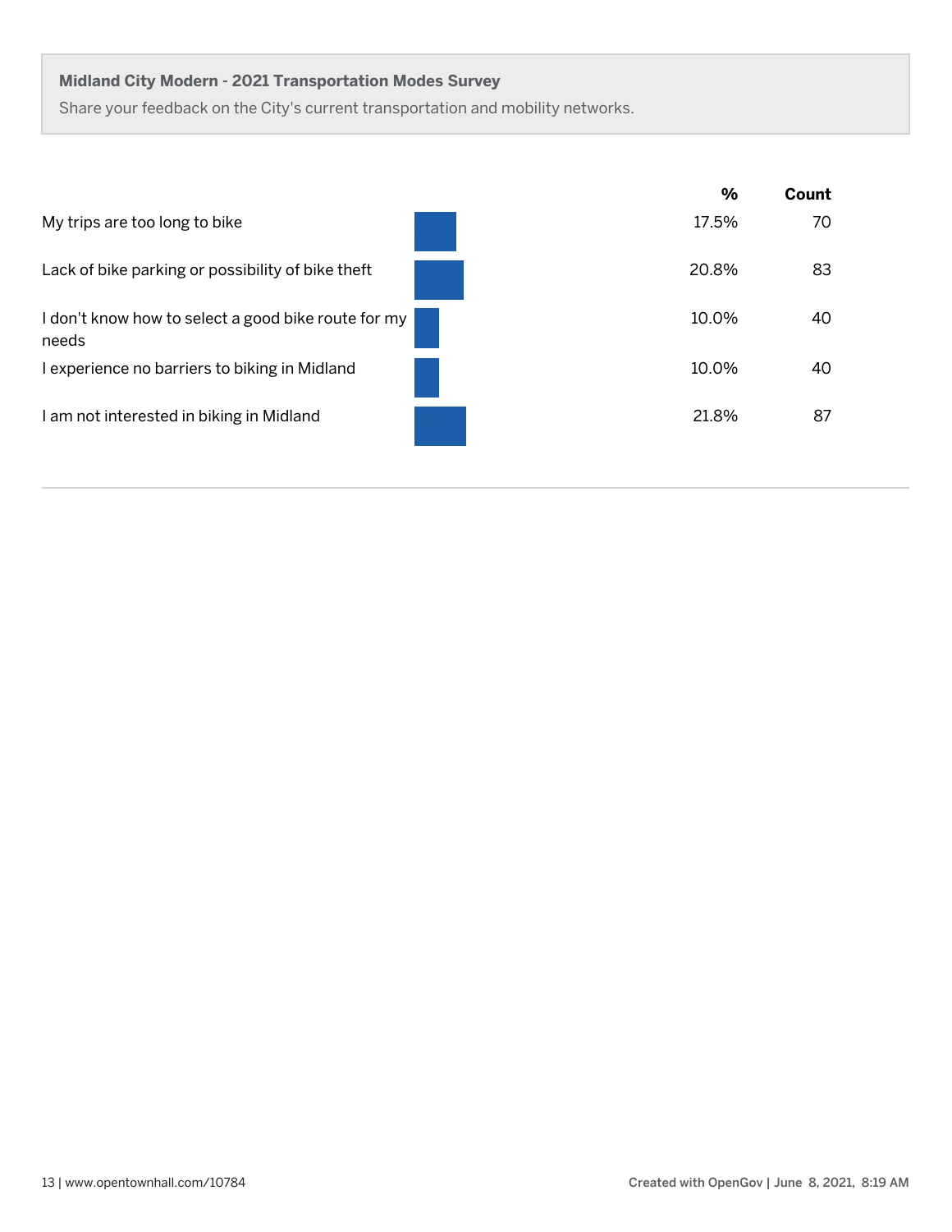**Midland City Modern - 2021 Transportation Modes Survey**

Share your feedback on the City's current transportation and mobility networks.

| | % | Count |
|---|---|---|
| My trips are too long to bike | 17.5% | 70 |
| Lack of bike parking or possibility of bike theft | 20.8% | 83 |
| I don't know how to select a good bike route for my needs | 10.0% | 40 |
| I experience no barriers to biking in Midland | 10.0% | 40 |
| I am not interested in biking in Midland | 21.8% | 87 |